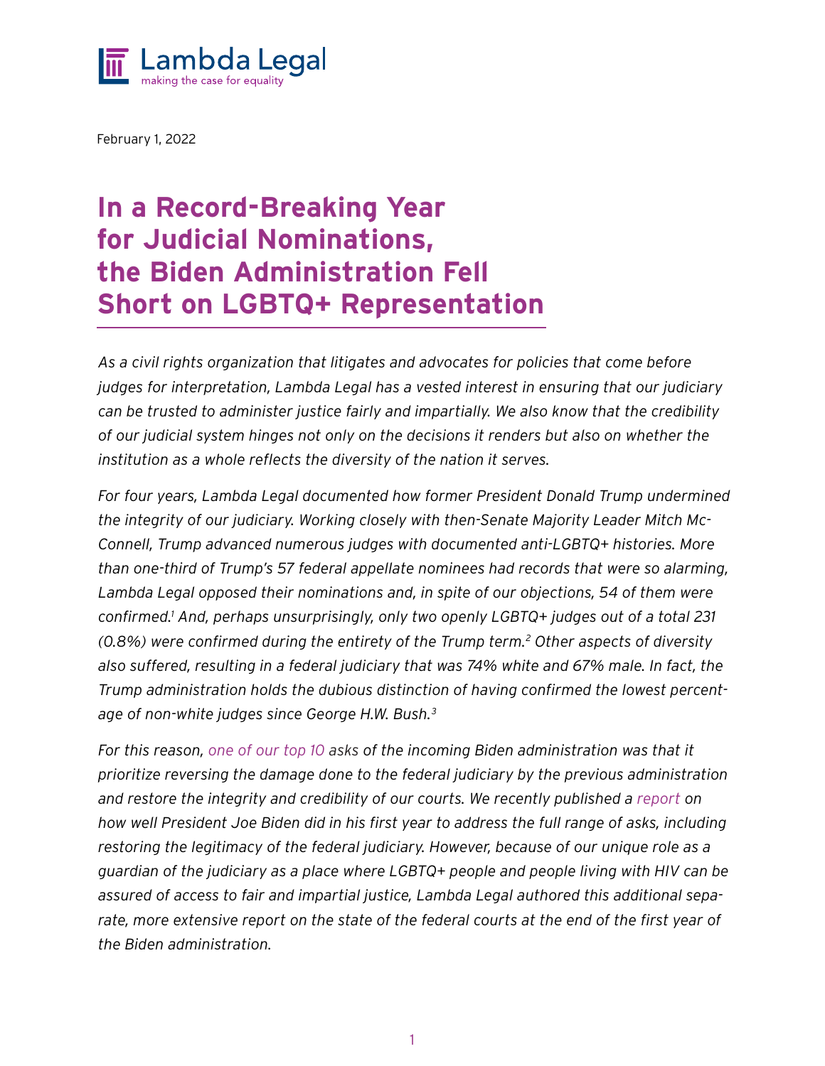Lambda Legal
making the case for equality

February 1, 2022

# In a Record-Breaking Year for Judicial Nominations, the Biden Administration Fell Short on LGBTQ+ Representation

*As a civil rights organization that litigates and advocates for policies that come before judges for interpretation, Lambda Legal has a vested interest in ensuring that our judiciary can be trusted to administer justice fairly and impartially. We also know that the credibility of our judicial system hinges not only on the decisions it renders but also on whether the institution as a whole reflects the diversity of the nation it serves.*

*For four years, Lambda Legal documented how former President Donald Trump undermined the integrity of our judiciary. Working closely with then-Senate Majority Leader Mitch McConnell, Trump advanced numerous judges with documented anti-LGBTQ+ histories. More than one-third of Trump's 57 federal appellate nominees had records that were so alarming, Lambda Legal opposed their nominations and, in spite of our objections, 54 of them were confirmed.[1] And, perhaps unsurprisingly, only two openly LGBTQ+ judges out of a total 231 (0.8%) were confirmed during the entirety of the Trump term.[2] Other aspects of diversity also suffered, resulting in a federal judiciary that was 74% white and 67% male. In fact, the Trump administration holds the dubious distinction of having confirmed the lowest percentage of non-white judges since George H.W. Bush.[3]*

*For this reason, one of our top 10 asks of the incoming Biden administration was that it prioritize reversing the damage done to the federal judiciary by the previous administration and restore the integrity and credibility of our courts. We recently published a report on how well President Joe Biden did in his first year to address the full range of asks, including restoring the legitimacy of the federal judiciary. However, because of our unique role as a guardian of the judiciary as a place where LGBTQ+ people and people living with HIV can be assured of access to fair and impartial justice, Lambda Legal authored this additional separate, more extensive report on the state of the federal courts at the end of the first year of the Biden administration.*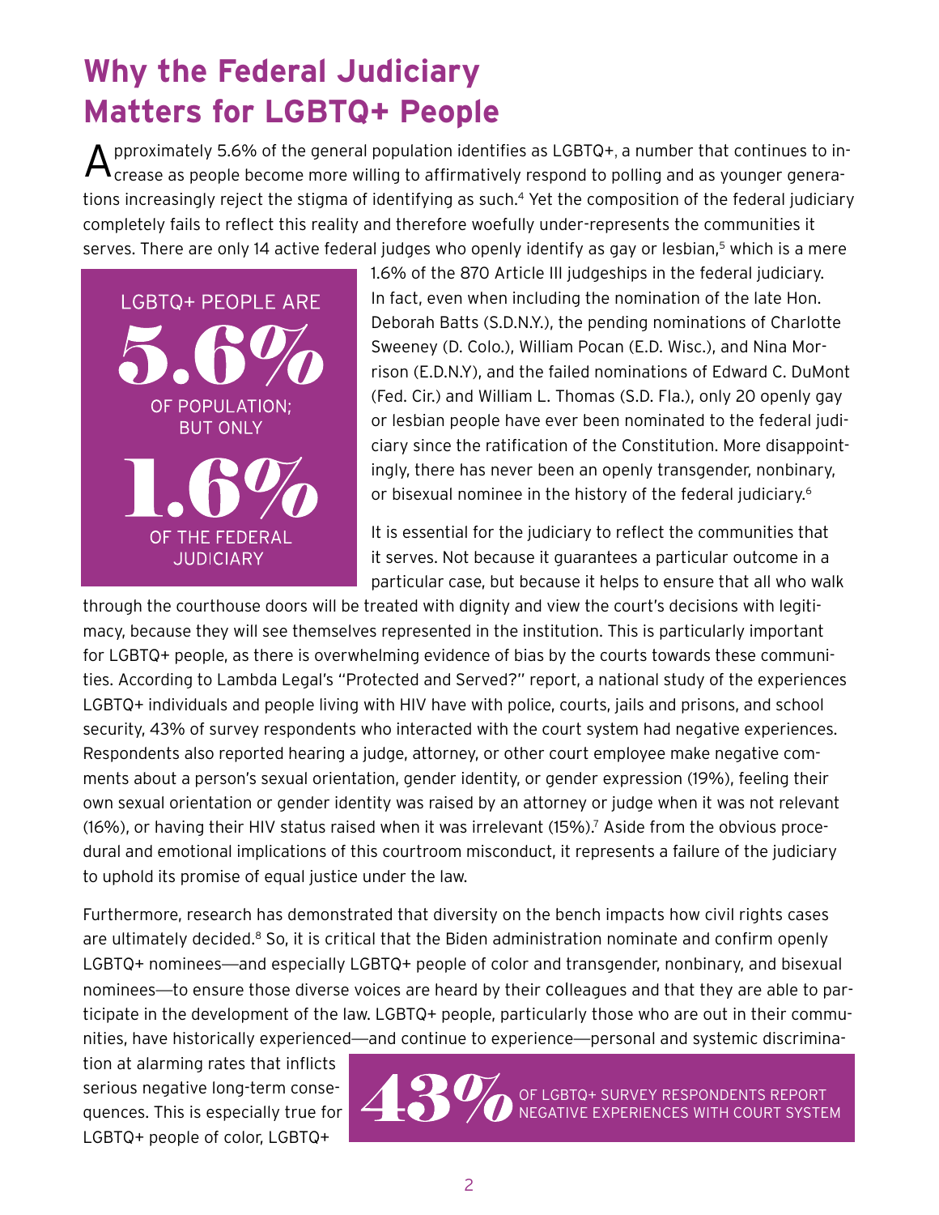# Why the Federal Judiciary Matters for LGBTQ+ People

Approximately 5.6% of the general population identifies as LGBTQ+, a number that continues to increase as people become more willing to affirmatively respond to polling and as younger generations increasingly reject the stigma of identifying as such.[4] Yet the composition of the federal judiciary completely fails to reflect this reality and therefore woefully under-represents the communities it serves. There are only 14 active federal judges who openly identify as gay or lesbian,[5] which is a mere 1.6% of the 870 Article III judgeships in the federal judiciary. In fact, even when including the nomination of the late Hon. Deborah Batts (S.D.N.Y.), the pending nominations of Charlotte Sweeney (D. Colo.), William Pocan (E.D. Wisc.), and Nina Morrison (E.D.N.Y), and the failed nominations of Edward C. DuMont (Fed. Cir.) and William L. Thomas (S.D. Fla.), only 20 openly gay or lesbian people have ever been nominated to the federal judiciary since the ratification of the Constitution. More disappointingly, there has never been an openly transgender, nonbinary, or bisexual nominee in the history of the federal judiciary.[6]

> LGBTQ+ PEOPLE ARE **5.6%** OF POPULATION; BUT ONLY **1.6%** OF THE FEDERAL JUDICIARY

It is essential for the judiciary to reflect the communities that it serves. Not because it guarantees a particular outcome in a particular case, but because it helps to ensure that all who walk through the courthouse doors will be treated with dignity and view the court's decisions with legitimacy, because they will see themselves represented in the institution. This is particularly important for LGBTQ+ people, as there is overwhelming evidence of bias by the courts towards these communities. According to Lambda Legal's "Protected and Served?" report, a national study of the experiences LGBTQ+ individuals and people living with HIV have with police, courts, jails and prisons, and school security, 43% of survey respondents who interacted with the court system had negative experiences. Respondents also reported hearing a judge, attorney, or other court employee make negative comments about a person's sexual orientation, gender identity, or gender expression (19%), feeling their own sexual orientation or gender identity was raised by an attorney or judge when it was not relevant (16%), or having their HIV status raised when it was irrelevant (15%).[7] Aside from the obvious procedural and emotional implications of this courtroom misconduct, it represents a failure of the judiciary to uphold its promise of equal justice under the law.

Furthermore, research has demonstrated that diversity on the bench impacts how civil rights cases are ultimately decided.[8] So, it is critical that the Biden administration nominate and confirm openly LGBTQ+ nominees—and especially LGBTQ+ people of color and transgender, nonbinary, and bisexual nominees—to ensure those diverse voices are heard by their colleagues and that they are able to participate in the development of the law. LGBTQ+ people, particularly those who are out in their communities, have historically experienced—and continue to experience—personal and systemic discrimination at alarming rates that inflicts serious negative long-term consequences. This is especially true for LGBTQ+ people of color, LGBTQ+

> **43%** OF LGBTQ+ SURVEY RESPONDENTS REPORT NEGATIVE EXPERIENCES WITH COURT SYSTEM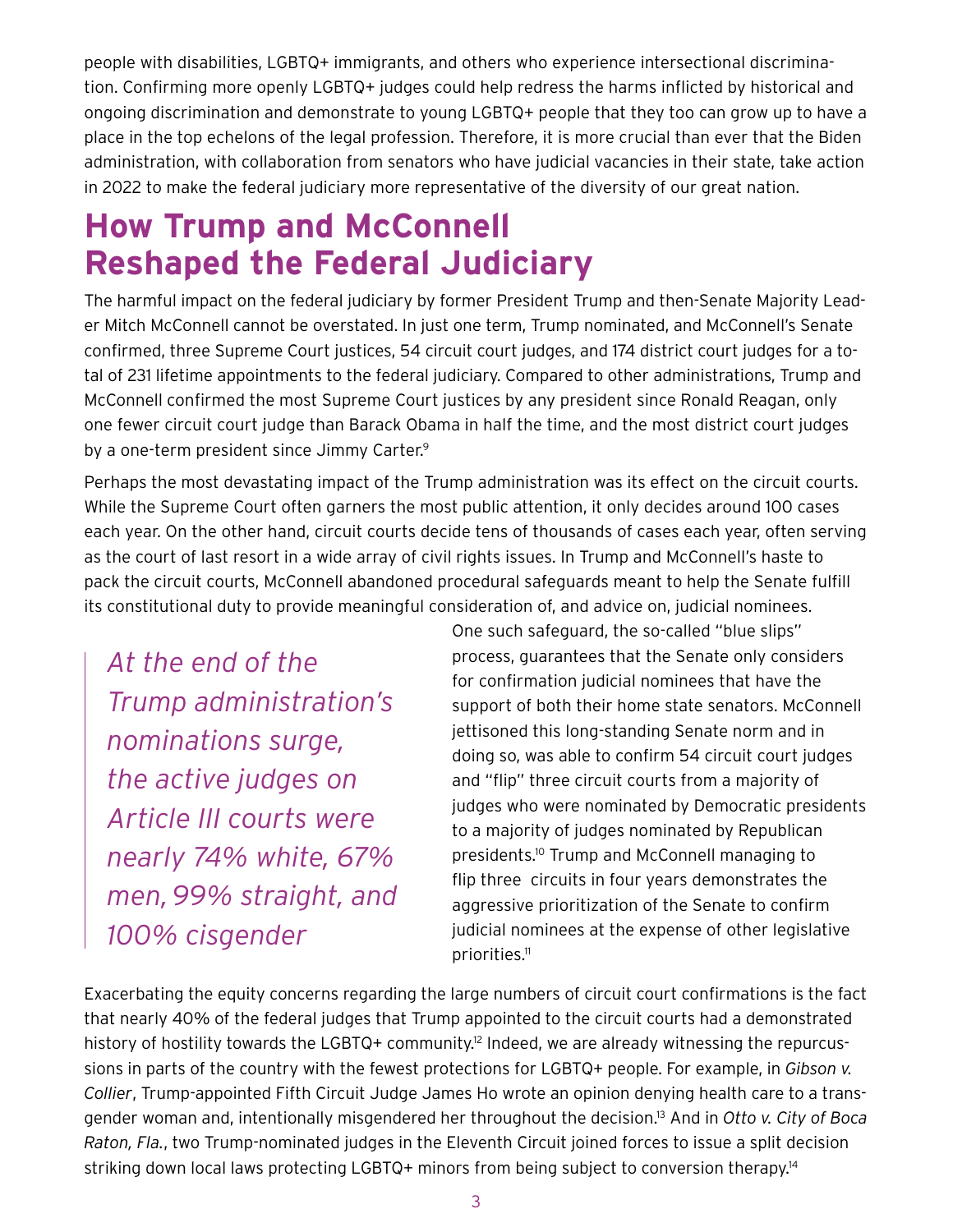people with disabilities, LGBTQ+ immigrants, and others who experience intersectional discrimination. Confirming more openly LGBTQ+ judges could help redress the harms inflicted by historical and ongoing discrimination and demonstrate to young LGBTQ+ people that they too can grow up to have a place in the top echelons of the legal profession. Therefore, it is more crucial than ever that the Biden administration, with collaboration from senators who have judicial vacancies in their state, take action in 2022 to make the federal judiciary more representative of the diversity of our great nation.

## How Trump and McConnell Reshaped the Federal Judiciary

The harmful impact on the federal judiciary by former President Trump and then-Senate Majority Leader Mitch McConnell cannot be overstated. In just one term, Trump nominated, and McConnell's Senate confirmed, three Supreme Court justices, 54 circuit court judges, and 174 district court judges for a total of 231 lifetime appointments to the federal judiciary. Compared to other administrations, Trump and McConnell confirmed the most Supreme Court justices by any president since Ronald Reagan, only one fewer circuit court judge than Barack Obama in half the time, and the most district court judges by a one-term president since Jimmy Carter.[9]

Perhaps the most devastating impact of the Trump administration was its effect on the circuit courts. While the Supreme Court often garners the most public attention, it only decides around 100 cases each year. On the other hand, circuit courts decide tens of thousands of cases each year, often serving as the court of last resort in a wide array of civil rights issues. In Trump and McConnell's haste to pack the circuit courts, McConnell abandoned procedural safeguards meant to help the Senate fulfill its constitutional duty to provide meaningful consideration of, and advice on, judicial nominees.

> *At the end of the Trump administration's nominations surge, the active judges on Article III courts were nearly 74% white, 67% men, 99% straight, and 100% cisgender*

One such safeguard, the so-called "blue slips" process, guarantees that the Senate only considers for confirmation judicial nominees that have the support of both their home state senators. McConnell jettisoned this long-standing Senate norm and in doing so, was able to confirm 54 circuit court judges and "flip" three circuit courts from a majority of judges who were nominated by Democratic presidents to a majority of judges nominated by Republican presidents.[10] Trump and McConnell managing to flip three circuits in four years demonstrates the aggressive prioritization of the Senate to confirm judicial nominees at the expense of other legislative priorities.[11]

Exacerbating the equity concerns regarding the large numbers of circuit court confirmations is the fact that nearly 40% of the federal judges that Trump appointed to the circuit courts had a demonstrated history of hostility towards the LGBTQ+ community.[12] Indeed, we are already witnessing the repercussions in parts of the country with the fewest protections for LGBTQ+ people. For example, in *Gibson v. Collier*, Trump-appointed Fifth Circuit Judge James Ho wrote an opinion denying health care to a transgender woman and, intentionally misgendered her throughout the decision.[13] And in *Otto v. City of Boca Raton, Fla.*, two Trump-nominated judges in the Eleventh Circuit joined forces to issue a split decision striking down local laws protecting LGBTQ+ minors from being subject to conversion therapy.[14]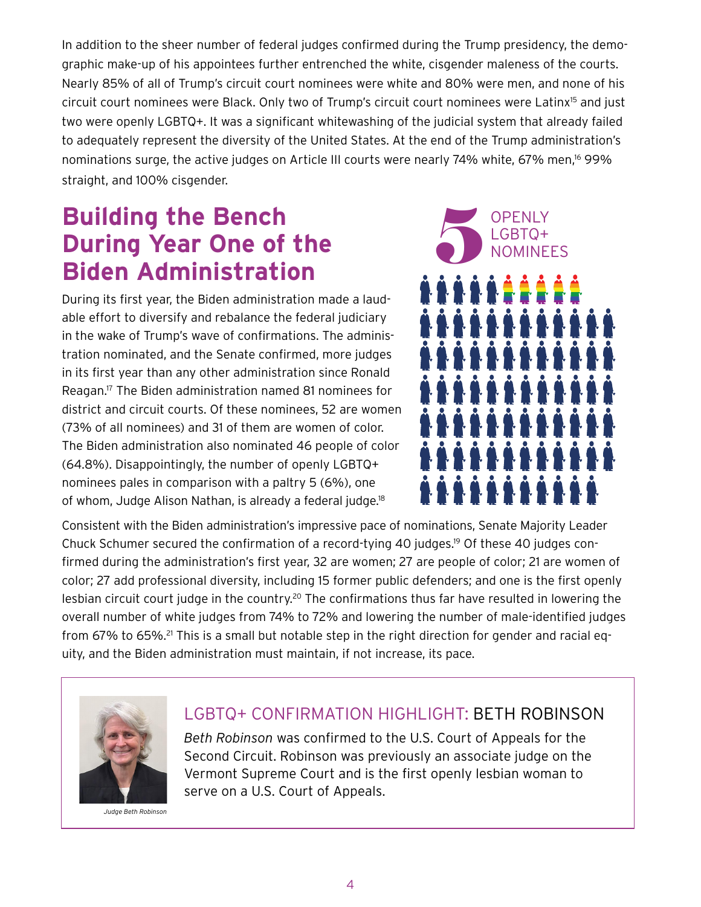In addition to the sheer number of federal judges confirmed during the Trump presidency, the demographic make-up of his appointees further entrenched the white, cisgender maleness of the courts. Nearly 85% of all of Trump's circuit court nominees were white and 80% were men, and none of his circuit court nominees were Black. Only two of Trump's circuit court nominees were Latinx[15] and just two were openly LGBTQ+. It was a significant whitewashing of the judicial system that already failed to adequately represent the diversity of the United States. At the end of the Trump administration's nominations surge, the active judges on Article III courts were nearly 74% white, 67% men,[16] 99% straight, and 100% cisgender.

## Building the Bench During Year One of the Biden Administration

During its first year, the Biden administration made a laudable effort to diversify and rebalance the federal judiciary in the wake of Trump's wave of confirmations. The administration nominated, and the Senate confirmed, more judges in its first year than any other administration since Ronald Reagan.[17] The Biden administration named 81 nominees for district and circuit courts. Of these nominees, 52 are women (73% of all nominees) and 31 of them are women of color. The Biden administration also nominated 46 people of color (64.8%). Disappointingly, the number of openly LGBTQ+ nominees pales in comparison with a paltry 5 (6%), one of whom, Judge Alison Nathan, is already a federal judge.[18]

**5** OPENLY LGBTQ+ NOMINEES

Consistent with the Biden administration's impressive pace of nominations, Senate Majority Leader Chuck Schumer secured the confirmation of a record-tying 40 judges.[19] Of these 40 judges confirmed during the administration's first year, 32 are women; 27 are people of color; 21 are women of color; 27 add professional diversity, including 15 former public defenders; and one is the first openly lesbian circuit court judge in the country.[20] The confirmations thus far have resulted in lowering the overall number of white judges from 74% to 72% and lowering the number of male-identified judges from 67% to 65%.[21] This is a small but notable step in the right direction for gender and racial equity, and the Biden administration must maintain, if not increase, its pace.

### LGBTQ+ CONFIRMATION HIGHLIGHT: BETH ROBINSON

*Beth Robinson* was confirmed to the U.S. Court of Appeals for the Second Circuit. Robinson was previously an associate judge on the Vermont Supreme Court and is the first openly lesbian woman to serve on a U.S. Court of Appeals.

*Judge Beth Robinson*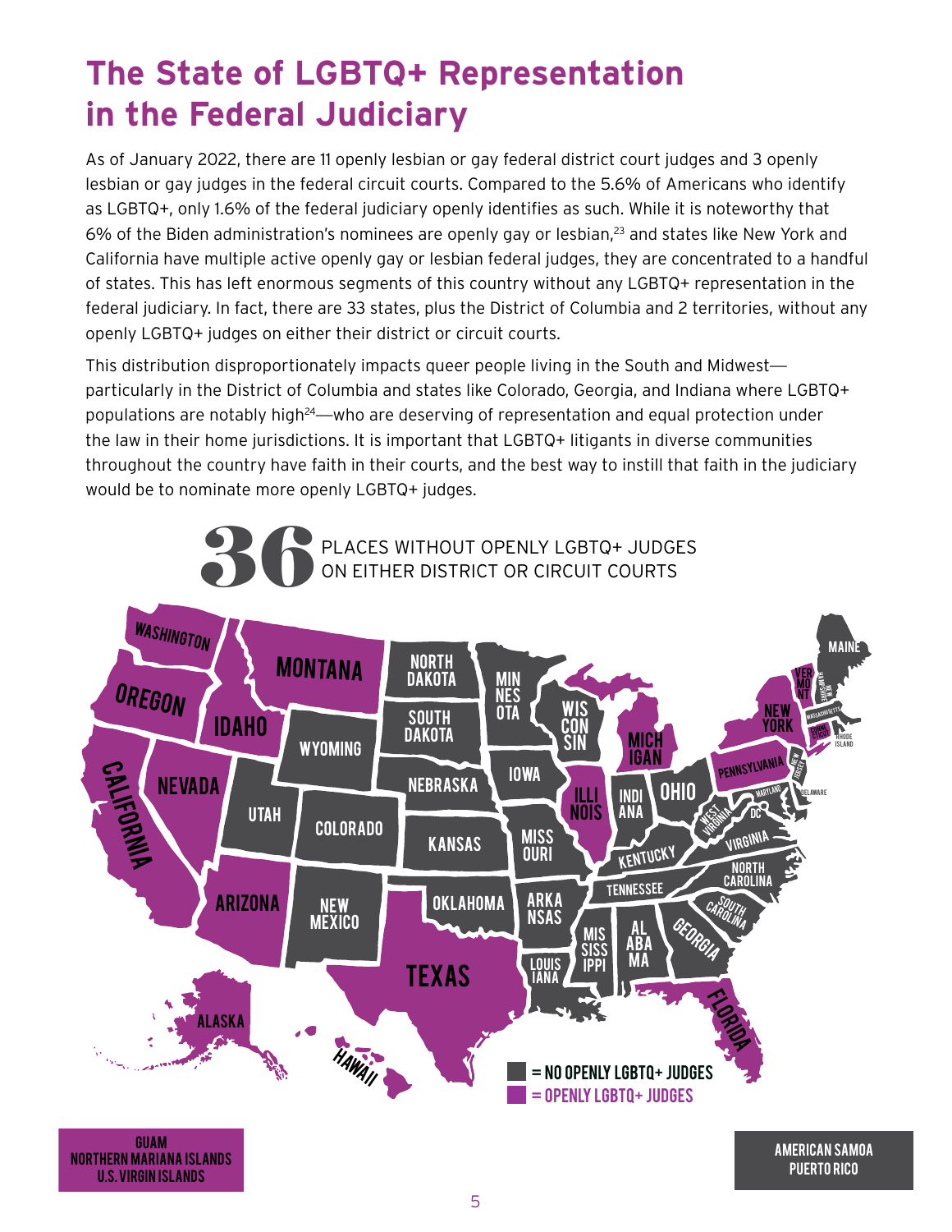# The State of LGBTQ+ Representation in the Federal Judiciary

As of January 2022, there are 11 openly lesbian or gay federal district court judges and 3 openly lesbian or gay judges in the federal circuit courts. Compared to the 5.6% of Americans who identify as LGBTQ+, only 1.6% of the federal judiciary openly identifies as such. While it is noteworthy that 6% of the Biden administration's nominees are openly gay or lesbian,[23] and states like New York and California have multiple active openly gay or lesbian federal judges, they are concentrated to a handful of states. This has left enormous segments of this country without any LGBTQ+ representation in the federal judiciary. In fact, there are 33 states, plus the District of Columbia and 2 territories, without any openly LGBTQ+ judges on either their district or circuit courts.

This distribution disproportionately impacts queer people living in the South and Midwest—particularly in the District of Columbia and states like Colorado, Georgia, and Indiana where LGBTQ+ populations are notably high[24]—who are deserving of representation and equal protection under the law in their home jurisdictions. It is important that LGBTQ+ litigants in diverse communities throughout the country have faith in their courts, and the best way to instill that faith in the judiciary would be to nominate more openly LGBTQ+ judges.

**36** PLACES WITHOUT OPENLY LGBTQ+ JUDGES ON EITHER DISTRICT OR CIRCUIT COURTS

■ = NO OPENLY LGBTQ+ JUDGES
■ = OPENLY LGBTQ+ JUDGES

GUAM
NORTHERN MARIANA ISLANDS
U.S. VIRGIN ISLANDS

AMERICAN SAMOA
PUERTO RICO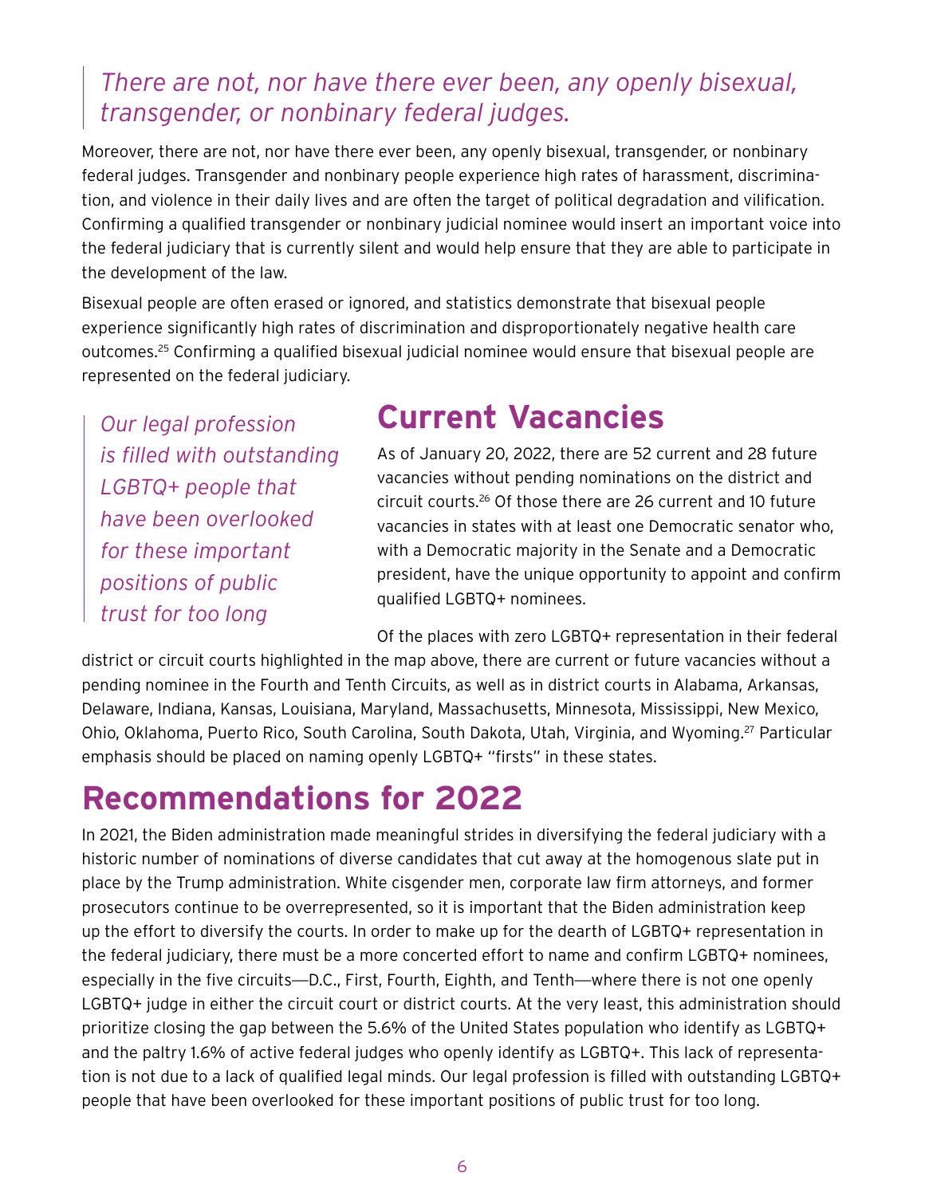> *There are not, nor have there ever been, any openly bisexual, transgender, or nonbinary federal judges.*

Moreover, there are not, nor have there ever been, any openly bisexual, transgender, or nonbinary federal judges. Transgender and nonbinary people experience high rates of harassment, discrimination, and violence in their daily lives and are often the target of political degradation and vilification. Confirming a qualified transgender or nonbinary judicial nominee would insert an important voice into the federal judiciary that is currently silent and would help ensure that they are able to participate in the development of the law.

Bisexual people are often erased or ignored, and statistics demonstrate that bisexual people experience significantly high rates of discrimination and disproportionately negative health care outcomes.[25] Confirming a qualified bisexual judicial nominee would ensure that bisexual people are represented on the federal judiciary.

> *Our legal profession is filled with outstanding LGBTQ+ people that have been overlooked for these important positions of public trust for too long*

## Current Vacancies

As of January 20, 2022, there are 52 current and 28 future vacancies without pending nominations on the district and circuit courts.[26] Of those there are 26 current and 10 future vacancies in states with at least one Democratic senator who, with a Democratic majority in the Senate and a Democratic president, have the unique opportunity to appoint and confirm qualified LGBTQ+ nominees.

Of the places with zero LGBTQ+ representation in their federal district or circuit courts highlighted in the map above, there are current or future vacancies without a pending nominee in the Fourth and Tenth Circuits, as well as in district courts in Alabama, Arkansas, Delaware, Indiana, Kansas, Louisiana, Maryland, Massachusetts, Minnesota, Mississippi, New Mexico, Ohio, Oklahoma, Puerto Rico, South Carolina, South Dakota, Utah, Virginia, and Wyoming.[27] Particular emphasis should be placed on naming openly LGBTQ+ "firsts" in these states.

## Recommendations for 2022

In 2021, the Biden administration made meaningful strides in diversifying the federal judiciary with a historic number of nominations of diverse candidates that cut away at the homogenous slate put in place by the Trump administration. White cisgender men, corporate law firm attorneys, and former prosecutors continue to be overrepresented, so it is important that the Biden administration keep up the effort to diversify the courts. In order to make up for the dearth of LGBTQ+ representation in the federal judiciary, there must be a more concerted effort to name and confirm LGBTQ+ nominees, especially in the five circuits—D.C., First, Fourth, Eighth, and Tenth—where there is not one openly LGBTQ+ judge in either the circuit court or district courts. At the very least, this administration should prioritize closing the gap between the 5.6% of the United States population who identify as LGBTQ+ and the paltry 1.6% of active federal judges who openly identify as LGBTQ+. This lack of representation is not due to a lack of qualified legal minds. Our legal profession is filled with outstanding LGBTQ+ people that have been overlooked for these important positions of public trust for too long.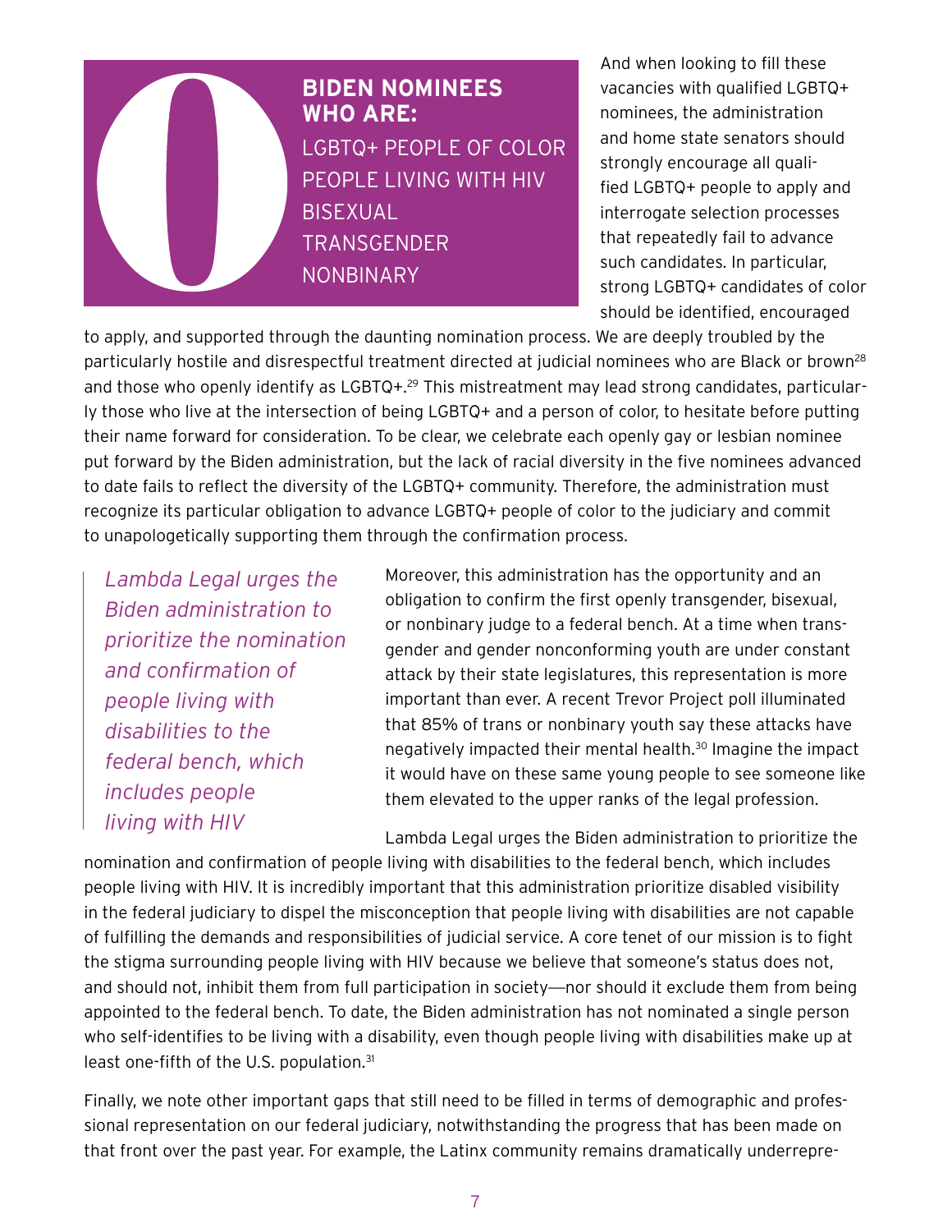**0**

**BIDEN NOMINEES WHO ARE:**

LGBTQ+ PEOPLE OF COLOR
PEOPLE LIVING WITH HIV
BISEXUAL
TRANSGENDER
NONBINARY

And when looking to fill these vacancies with qualified LGBTQ+ nominees, the administration and home state senators should strongly encourage all qualified LGBTQ+ people to apply and interrogate selection processes that repeatedly fail to advance such candidates. In particular, strong LGBTQ+ candidates of color should be identified, encouraged to apply, and supported through the daunting nomination process. We are deeply troubled by the particularly hostile and disrespectful treatment directed at judicial nominees who are Black or brown[28] and those who openly identify as LGBTQ+.[29] This mistreatment may lead strong candidates, particularly those who live at the intersection of being LGBTQ+ and a person of color, to hesitate before putting their name forward for consideration. To be clear, we celebrate each openly gay or lesbian nominee put forward by the Biden administration, but the lack of racial diversity in the five nominees advanced to date fails to reflect the diversity of the LGBTQ+ community. Therefore, the administration must recognize its particular obligation to advance LGBTQ+ people of color to the judiciary and commit to unapologetically supporting them through the confirmation process.

> *Lambda Legal urges the Biden administration to prioritize the nomination and confirmation of people living with disabilities to the federal bench, which includes people living with HIV*

Moreover, this administration has the opportunity and an obligation to confirm the first openly transgender, bisexual, or nonbinary judge to a federal bench. At a time when transgender and gender nonconforming youth are under constant attack by their state legislatures, this representation is more important than ever. A recent Trevor Project poll illuminated that 85% of trans or nonbinary youth say these attacks have negatively impacted their mental health.[30] Imagine the impact it would have on these same young people to see someone like them elevated to the upper ranks of the legal profession.

Lambda Legal urges the Biden administration to prioritize the nomination and confirmation of people living with disabilities to the federal bench, which includes people living with HIV. It is incredibly important that this administration prioritize disabled visibility in the federal judiciary to dispel the misconception that people living with disabilities are not capable of fulfilling the demands and responsibilities of judicial service. A core tenet of our mission is to fight the stigma surrounding people living with HIV because we believe that someone's status does not, and should not, inhibit them from full participation in society—nor should it exclude them from being appointed to the federal bench. To date, the Biden administration has not nominated a single person who self-identifies to be living with a disability, even though people living with disabilities make up at least one-fifth of the U.S. population.[31]

Finally, we note other important gaps that still need to be filled in terms of demographic and professional representation on our federal judiciary, notwithstanding the progress that has been made on that front over the past year. For example, the Latinx community remains dramatically underrepre-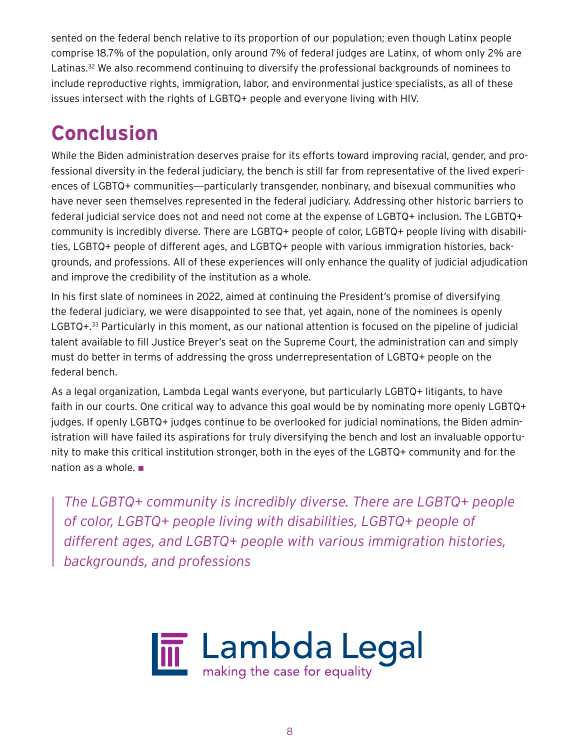sented on the federal bench relative to its proportion of our population; even though Latinx people comprise 18.7% of the population, only around 7% of federal judges are Latinx, of whom only 2% are Latinas.[32] We also recommend continuing to diversify the professional backgrounds of nominees to include reproductive rights, immigration, labor, and environmental justice specialists, as all of these issues intersect with the rights of LGBTQ+ people and everyone living with HIV.

## Conclusion

While the Biden administration deserves praise for its efforts toward improving racial, gender, and professional diversity in the federal judiciary, the bench is still far from representative of the lived experiences of LGBTQ+ communities—particularly transgender, nonbinary, and bisexual communities who have never seen themselves represented in the federal judiciary. Addressing other historic barriers to federal judicial service does not and need not come at the expense of LGBTQ+ inclusion. The LGBTQ+ community is incredibly diverse. There are LGBTQ+ people of color, LGBTQ+ people living with disabilities, LGBTQ+ people of different ages, and LGBTQ+ people with various immigration histories, backgrounds, and professions. All of these experiences will only enhance the quality of judicial adjudication and improve the credibility of the institution as a whole.

In his first slate of nominees in 2022, aimed at continuing the President's promise of diversifying the federal judiciary, we were disappointed to see that, yet again, none of the nominees is openly LGBTQ+.[33] Particularly in this moment, as our national attention is focused on the pipeline of judicial talent available to fill Justice Breyer's seat on the Supreme Court, the administration can and simply must do better in terms of addressing the gross underrepresentation of LGBTQ+ people on the federal bench.

As a legal organization, Lambda Legal wants everyone, but particularly LGBTQ+ litigants, to have faith in our courts. One critical way to advance this goal would be by nominating more openly LGBTQ+ judges. If openly LGBTQ+ judges continue to be overlooked for judicial nominations, the Biden administration will have failed its aspirations for truly diversifying the bench and lost an invaluable opportunity to make this critical institution stronger, both in the eyes of the LGBTQ+ community and for the nation as a whole. ■

> *The LGBTQ+ community is incredibly diverse. There are LGBTQ+ people of color, LGBTQ+ people living with disabilities, LGBTQ+ people of different ages, and LGBTQ+ people with various immigration histories, backgrounds, and professions*

Lambda Legal
making the case for equality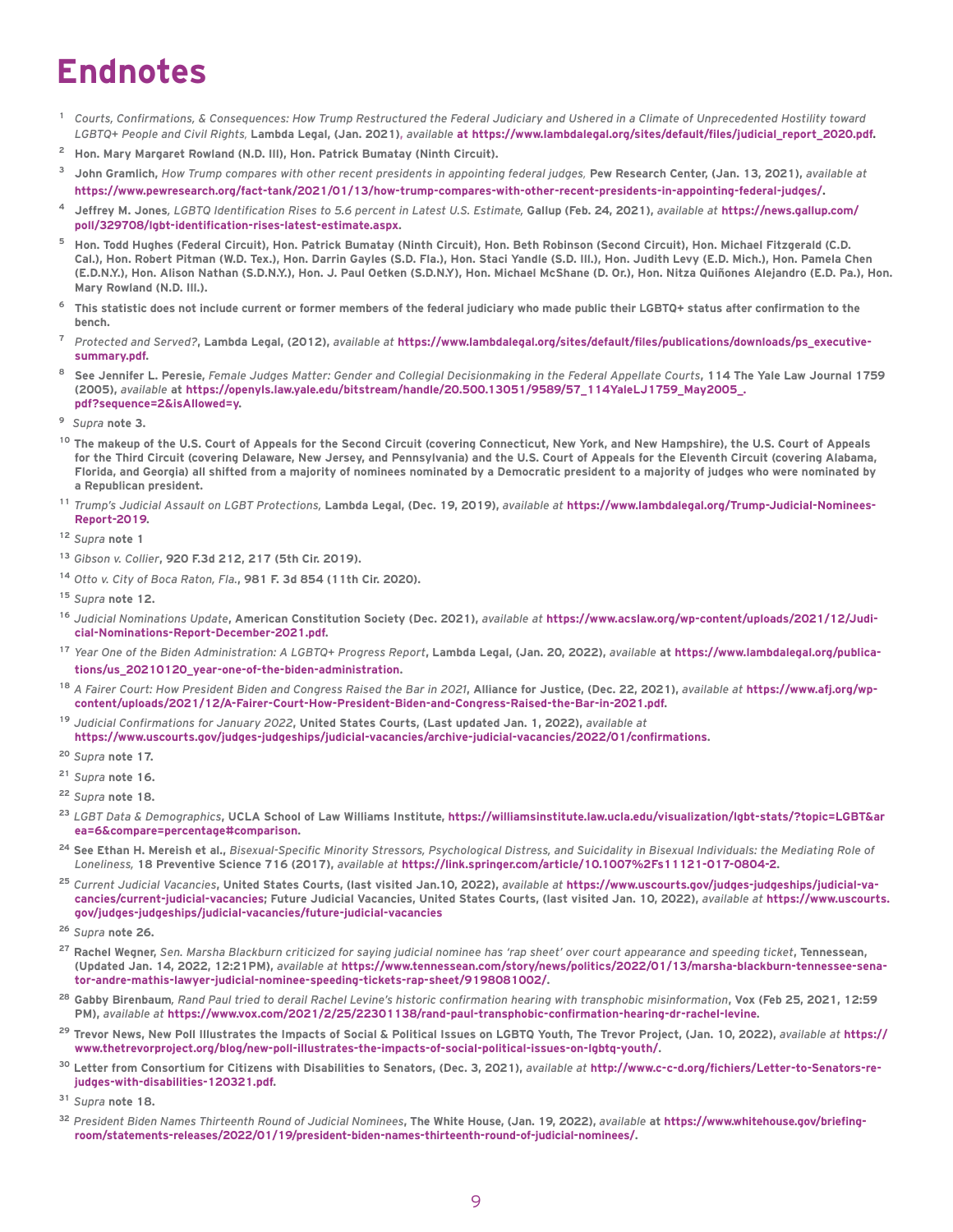# Endnotes

1. *Courts, Confirmations, & Consequences: How Trump Restructured the Federal Judiciary and Ushered in a Climate of Unprecedented Hostility toward LGBTQ+ People and Civil Rights,* **Lambda Legal, (Jan. 2021),** *available* **at https://www.lambdalegal.org/sites/default/files/judicial_report_2020.pdf.**

2. **Hon. Mary Margaret Rowland (N.D. Ill), Hon. Patrick Bumatay (Ninth Circuit).**

3. **John Gramlich,** *How Trump compares with other recent presidents in appointing federal judges,* **Pew Research Center, (Jan. 13, 2021),** *available at* **https://www.pewresearch.org/fact-tank/2021/01/13/how-trump-compares-with-other-recent-presidents-in-appointing-federal-judges/.**

4. **Jeffrey M. Jones,** *LGBTQ Identification Rises to 5.6 percent in Latest U.S. Estimate,* **Gallup (Feb. 24, 2021),** *available at* **https://news.gallup.com/poll/329708/lgbt-identification-rises-latest-estimate.aspx.**

5. **Hon. Todd Hughes (Federal Circuit), Hon. Patrick Bumatay (Ninth Circuit), Hon. Beth Robinson (Second Circuit), Hon. Michael Fitzgerald (C.D. Cal.), Hon. Robert Pitman (W.D. Tex.), Hon. Darrin Gayles (S.D. Fla.), Hon. Staci Yandle (S.D. Ill.), Hon. Judith Levy (E.D. Mich.), Hon. Pamela Chen (E.D.N.Y.), Hon. Alison Nathan (S.D.N.Y.), Hon. J. Paul Oetken (S.D.N.Y), Hon. Michael McShane (D. Or.), Hon. Nitza Quiñones Alejandro (E.D. Pa.), Hon. Mary Rowland (N.D. Ill.).**

6. **This statistic does not include current or former members of the federal judiciary who made public their LGBTQ+ status after confirmation to the bench.**

7. *Protected and Served?,* **Lambda Legal, (2012),** *available at* **https://www.lambdalegal.org/sites/default/files/publications/downloads/ps_executive-summary.pdf.**

8. **See Jennifer L. Peresie,** *Female Judges Matter: Gender and Collegial Decisionmaking in the Federal Appellate Courts,* **114 The Yale Law Journal 1759 (2005),** *available* **at https://openyls.law.yale.edu/bitstream/handle/20.500.13051/9589/57_114YaleLJ1759_May2005_.pdf?sequence=2&isAllowed=y.**

9. *Supra* **note 3.**

10. **The makeup of the U.S. Court of Appeals for the Second Circuit (covering Connecticut, New York, and New Hampshire), the U.S. Court of Appeals for the Third Circuit (covering Delaware, New Jersey, and Pennsylvania) and the U.S. Court of Appeals for the Eleventh Circuit (covering Alabama, Florida, and Georgia) all shifted from a majority of nominees nominated by a Democratic president to a majority of judges who were nominated by a Republican president.**

11. *Trump's Judicial Assault on LGBT Protections,* **Lambda Legal, (Dec. 19, 2019),** *available at* **https://www.lambdalegal.org/Trump-Judicial-Nominees-Report-2019.**

12. *Supra* **note 1**

13. *Gibson v. Collier*, **920 F.3d 212, 217 (5th Cir. 2019).**

14. *Otto v. City of Boca Raton, Fla.*, **981 F. 3d 854 (11th Cir. 2020).**

15. *Supra* **note 12.**

16. *Judicial Nominations Update*, **American Constitution Society (Dec. 2021),** *available at* **https://www.acslaw.org/wp-content/uploads/2021/12/Judicial-Nominations-Report-December-2021.pdf.**

17. *Year One of the Biden Administration: A LGBTQ+ Progress Report*, **Lambda Legal, (Jan. 20, 2022),** *available* **at https://www.lambdalegal.org/publications/us_20210120_year-one-of-the-biden-administration.**

18. *A Fairer Court: How President Biden and Congress Raised the Bar in 2021*, **Alliance for Justice, (Dec. 22, 2021),** *available at* **https://www.afj.org/wp-content/uploads/2021/12/A-Fairer-Court-How-President-Biden-and-Congress-Raised-the-Bar-in-2021.pdf.**

19. *Judicial Confirmations for January 2022*, **United States Courts, (Last updated Jan. 1, 2022),** *available at* **https://www.uscourts.gov/judges-judgeships/judicial-vacancies/archive-judicial-vacancies/2022/01/confirmations.**

20. *Supra* **note 17.**

21. *Supra* **note 16.**

22. *Supra* **note 18.**

23. *LGBT Data & Demographics*, **UCLA School of Law Williams Institute, https://williamsinstitute.law.ucla.edu/visualization/lgbt-stats/?topic=LGBT&area=6&compare=percentage#comparison.**

24. **See Ethan H. Mereish et al.,** *Bisexual-Specific Minority Stressors, Psychological Distress, and Suicidality in Bisexual Individuals: the Mediating Role of Loneliness,* **18 Preventive Science 716 (2017),** *available at* **https://link.springer.com/article/10.1007%2Fs11121-017-0804-2.**

25. *Current Judicial Vacancies*, **United States Courts, (last visited Jan.10, 2022),** *available at* **https://www.uscourts.gov/judges-judgeships/judicial-vacancies/current-judicial-vacancies; Future Judicial Vacancies, United States Courts, (last visited Jan. 10, 2022),** *available at* **https://www.uscourts.gov/judges-judgeships/judicial-vacancies/future-judicial-vacancies**

26. *Supra* **note 26.**

27. **Rachel Wegner,** *Sen. Marsha Blackburn criticized for saying judicial nominee has 'rap sheet' over court appearance and speeding ticket*, **Tennessean, (Updated Jan. 14, 2022, 12:21PM),** *available at* **https://www.tennessean.com/story/news/politics/2022/01/13/marsha-blackburn-tennessee-senator-andre-mathis-lawyer-judicial-nominee-speeding-tickets-rap-sheet/9198081002/.**

28. **Gabby Birenbaum,** *Rand Paul tried to derail Rachel Levine's historic confirmation hearing with transphobic misinformation*, **Vox (Feb 25, 2021, 12:59 PM),** *available at* **https://www.vox.com/2021/2/25/22301138/rand-paul-transphobic-confirmation-hearing-dr-rachel-levine.**

29. **Trevor News, New Poll Illustrates the Impacts of Social & Political Issues on LGBTQ Youth, The Trevor Project, (Jan. 10, 2022),** *available at* **https://www.thetrevorproject.org/blog/new-poll-illustrates-the-impacts-of-social-political-issues-on-lgbtq-youth/.**

30. **Letter from Consortium for Citizens with Disabilities to Senators, (Dec. 3, 2021),** *available at* **http://www.c-c-d.org/fichiers/Letter-to-Senators-re-judges-with-disabilities-120321.pdf.**

31. *Supra* **note 18.**

32. *President Biden Names Thirteenth Round of Judicial Nominees*, **The White House, (Jan. 19, 2022),** *available* **at https://www.whitehouse.gov/briefing-room/statements-releases/2022/01/19/president-biden-names-thirteenth-round-of-judicial-nominees/.**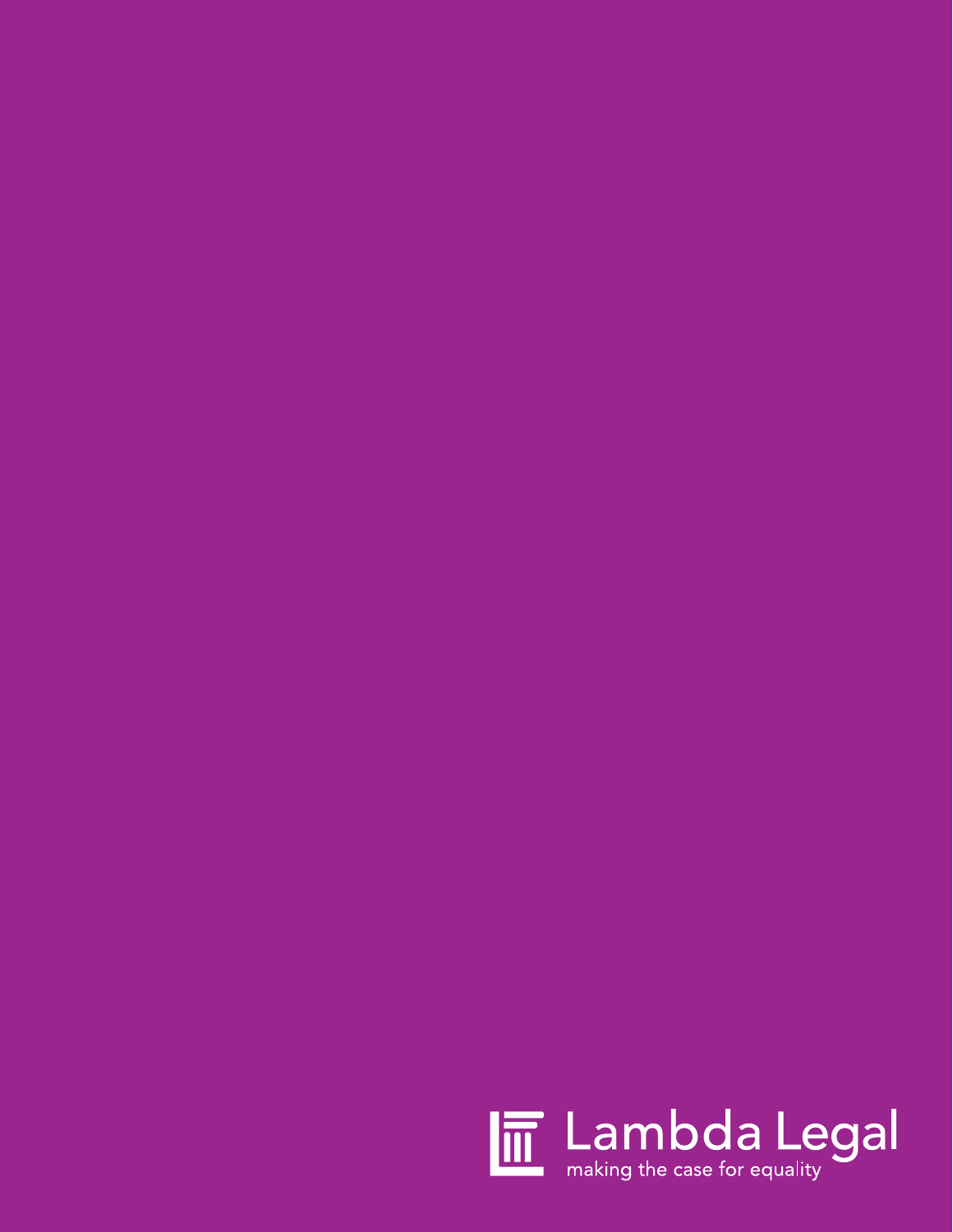Lambda Legal

making the case for equality